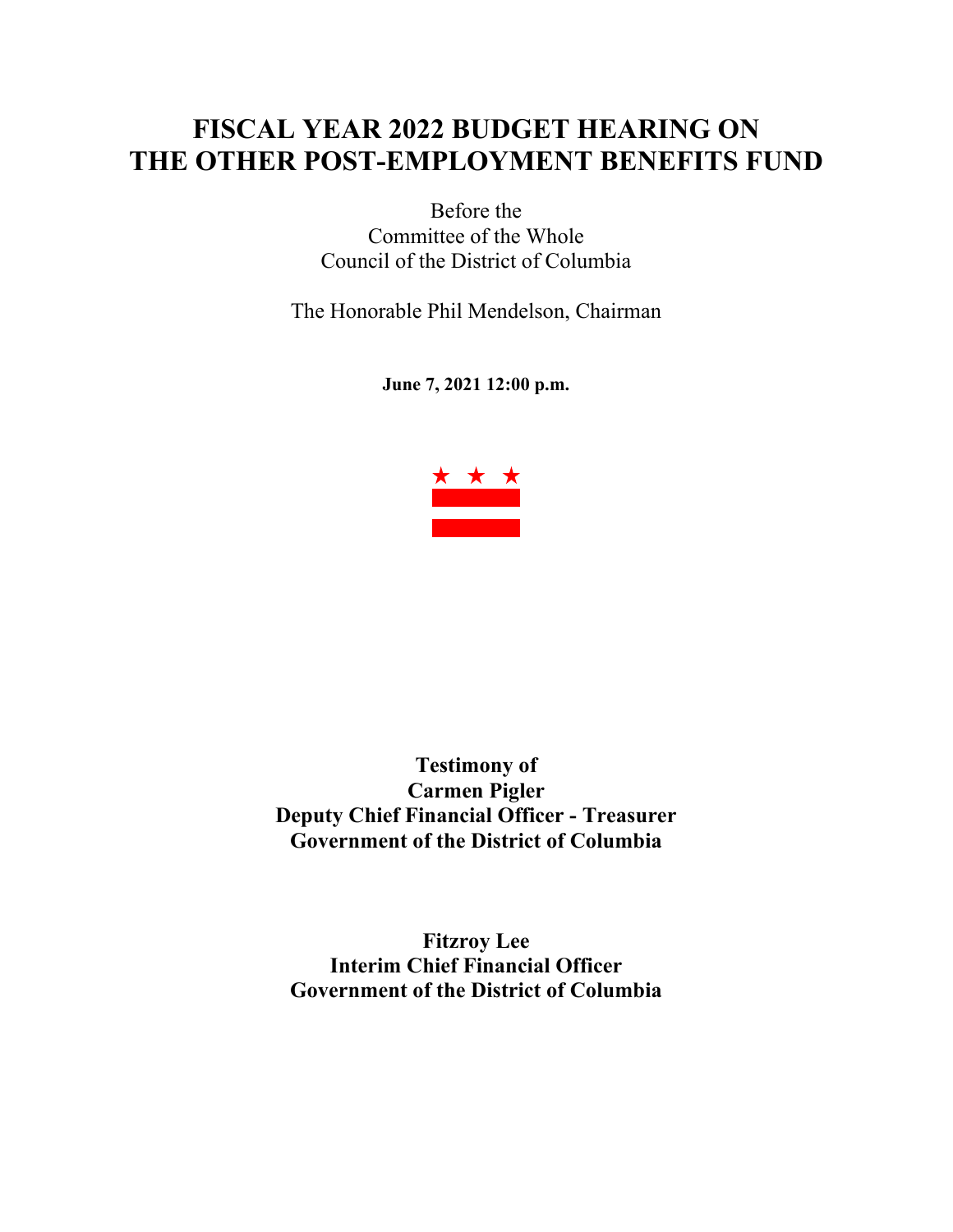# FISCAL YEAR 2022 BUDGET HEARING ON THE OTHER POST-EMPLOYMENT BENEFITS FUND

Before the
Committee of the Whole
Council of the District of Columbia

The Honorable Phil Mendelson, Chairman

**June 7, 2021 12:00 p.m.**

**Testimony of**
**Carmen Pigler**
**Deputy Chief Financial Officer - Treasurer**
**Government of the District of Columbia**

**Fitzroy Lee**
**Interim Chief Financial Officer**
**Government of the District of Columbia**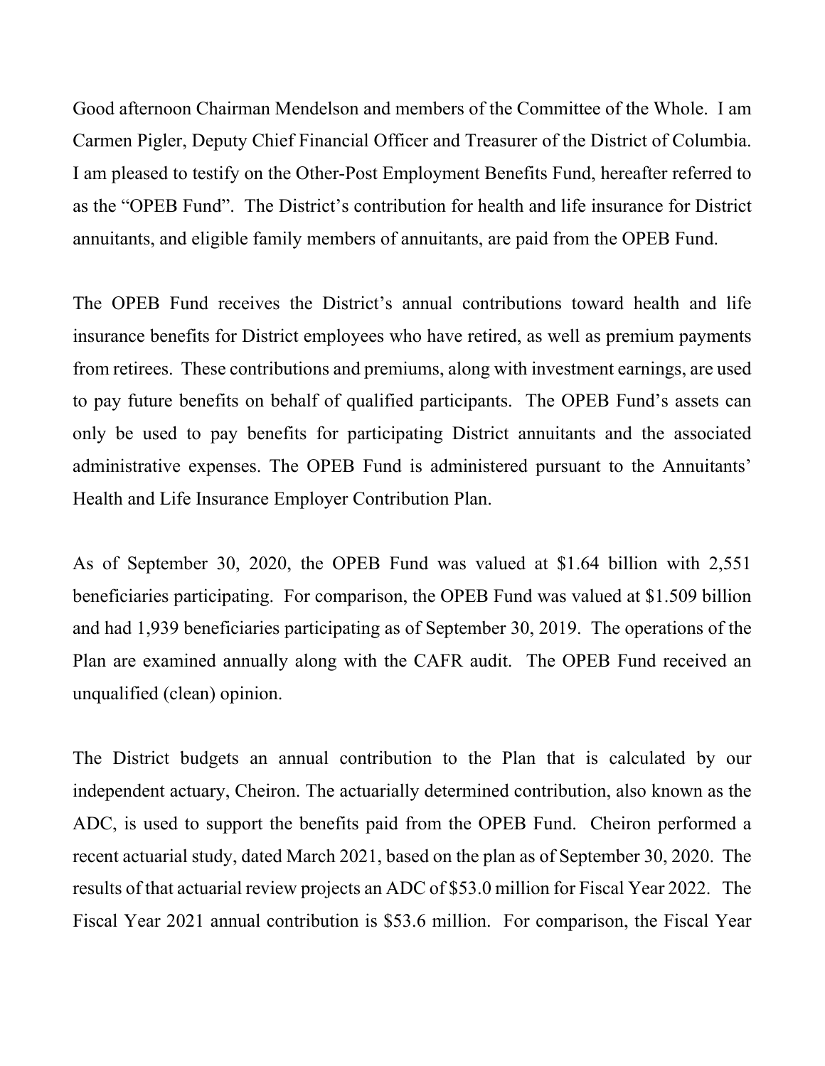Good afternoon Chairman Mendelson and members of the Committee of the Whole. I am Carmen Pigler, Deputy Chief Financial Officer and Treasurer of the District of Columbia. I am pleased to testify on the Other-Post Employment Benefits Fund, hereafter referred to as the "OPEB Fund". The District's contribution for health and life insurance for District annuitants, and eligible family members of annuitants, are paid from the OPEB Fund.

The OPEB Fund receives the District's annual contributions toward health and life insurance benefits for District employees who have retired, as well as premium payments from retirees. These contributions and premiums, along with investment earnings, are used to pay future benefits on behalf of qualified participants. The OPEB Fund's assets can only be used to pay benefits for participating District annuitants and the associated administrative expenses. The OPEB Fund is administered pursuant to the Annuitants' Health and Life Insurance Employer Contribution Plan.

As of September 30, 2020, the OPEB Fund was valued at $1.64 billion with 2,551 beneficiaries participating. For comparison, the OPEB Fund was valued at $1.509 billion and had 1,939 beneficiaries participating as of September 30, 2019. The operations of the Plan are examined annually along with the CAFR audit. The OPEB Fund received an unqualified (clean) opinion.

The District budgets an annual contribution to the Plan that is calculated by our independent actuary, Cheiron. The actuarially determined contribution, also known as the ADC, is used to support the benefits paid from the OPEB Fund. Cheiron performed a recent actuarial study, dated March 2021, based on the plan as of September 30, 2020. The results of that actuarial review projects an ADC of $53.0 million for Fiscal Year 2022. The Fiscal Year 2021 annual contribution is $53.6 million. For comparison, the Fiscal Year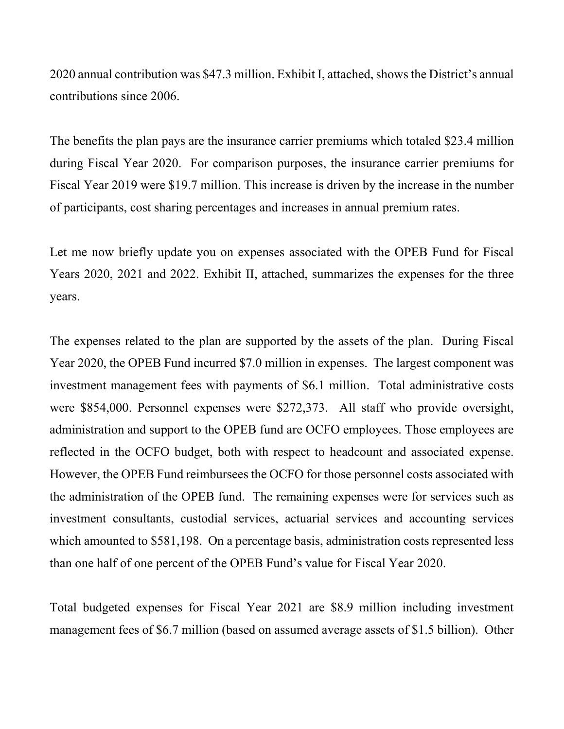2020 annual contribution was $47.3 million. Exhibit I, attached, shows the District's annual contributions since 2006.

The benefits the plan pays are the insurance carrier premiums which totaled $23.4 million during Fiscal Year 2020. For comparison purposes, the insurance carrier premiums for Fiscal Year 2019 were $19.7 million. This increase is driven by the increase in the number of participants, cost sharing percentages and increases in annual premium rates.

Let me now briefly update you on expenses associated with the OPEB Fund for Fiscal Years 2020, 2021 and 2022. Exhibit II, attached, summarizes the expenses for the three years.

The expenses related to the plan are supported by the assets of the plan. During Fiscal Year 2020, the OPEB Fund incurred $7.0 million in expenses. The largest component was investment management fees with payments of $6.1 million. Total administrative costs were $854,000. Personnel expenses were $272,373. All staff who provide oversight, administration and support to the OPEB fund are OCFO employees. Those employees are reflected in the OCFO budget, both with respect to headcount and associated expense. However, the OPEB Fund reimbursees the OCFO for those personnel costs associated with the administration of the OPEB fund. The remaining expenses were for services such as investment consultants, custodial services, actuarial services and accounting services which amounted to $581,198. On a percentage basis, administration costs represented less than one half of one percent of the OPEB Fund's value for Fiscal Year 2020.

Total budgeted expenses for Fiscal Year 2021 are $8.9 million including investment management fees of $6.7 million (based on assumed average assets of $1.5 billion). Other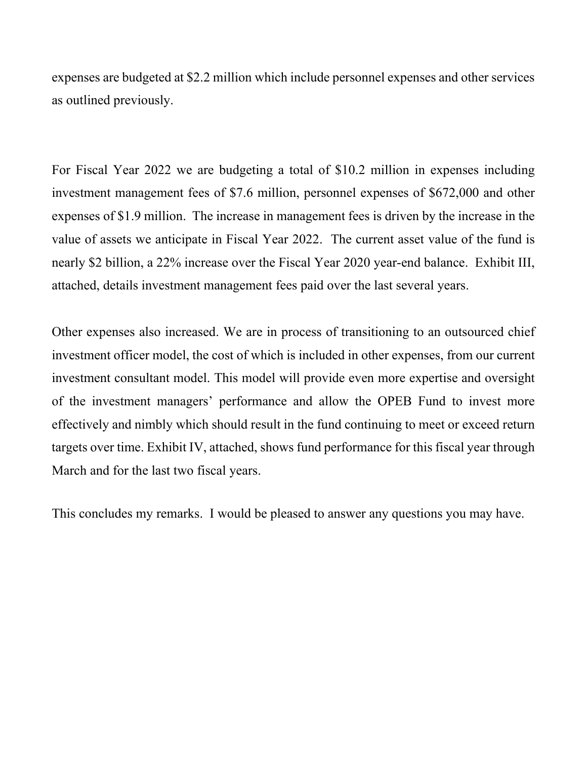expenses are budgeted at $2.2 million which include personnel expenses and other services as outlined previously.

For Fiscal Year 2022 we are budgeting a total of $10.2 million in expenses including investment management fees of $7.6 million, personnel expenses of $672,000 and other expenses of $1.9 million. The increase in management fees is driven by the increase in the value of assets we anticipate in Fiscal Year 2022. The current asset value of the fund is nearly $2 billion, a 22% increase over the Fiscal Year 2020 year-end balance. Exhibit III, attached, details investment management fees paid over the last several years.

Other expenses also increased. We are in process of transitioning to an outsourced chief investment officer model, the cost of which is included in other expenses, from our current investment consultant model. This model will provide even more expertise and oversight of the investment managers' performance and allow the OPEB Fund to invest more effectively and nimbly which should result in the fund continuing to meet or exceed return targets over time. Exhibit IV, attached, shows fund performance for this fiscal year through March and for the last two fiscal years.

This concludes my remarks. I would be pleased to answer any questions you may have.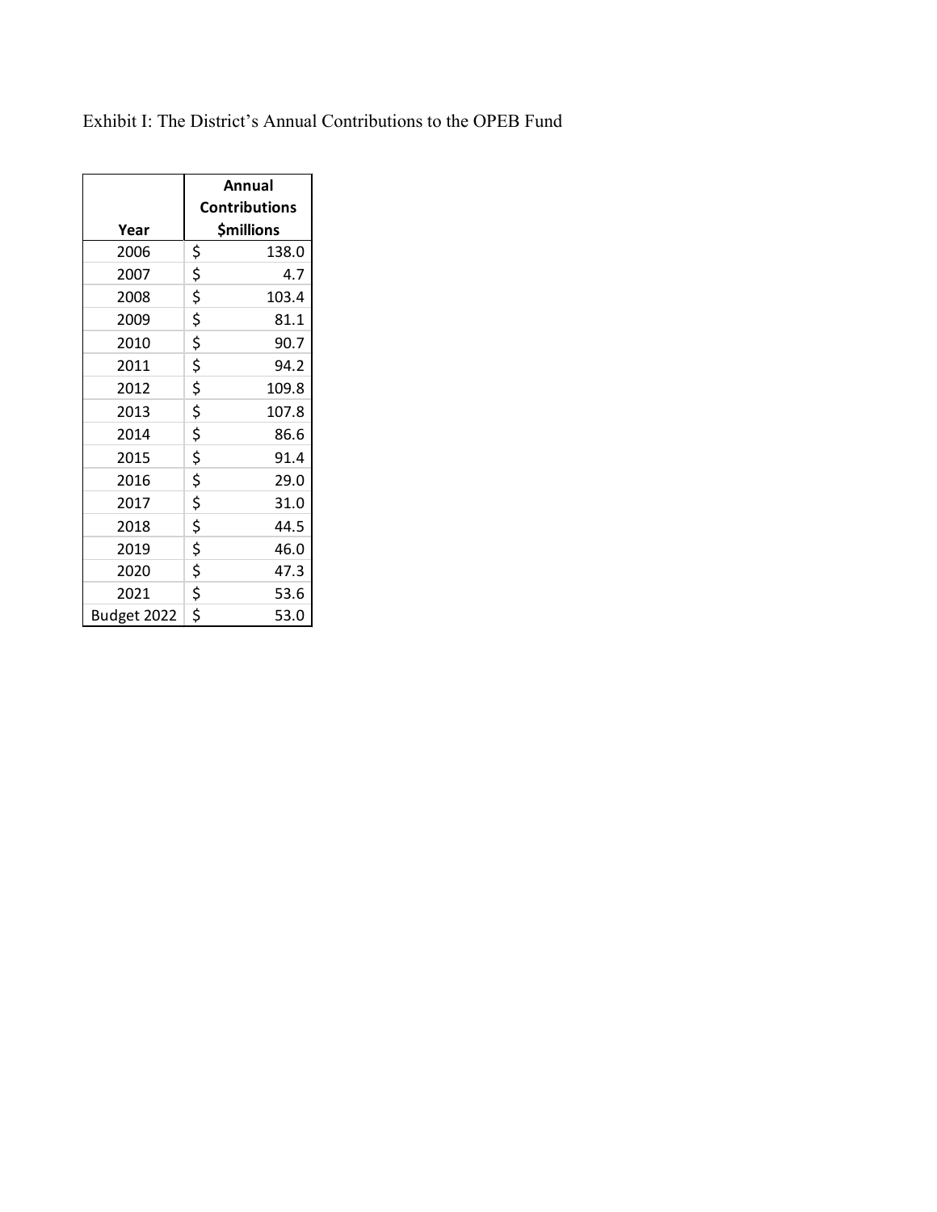Exhibit I: The District's Annual Contributions to the OPEB Fund

| Year | Annual Contributions $millions |
|---|---|
| 2006 | $ 138.0 |
| 2007 | $ 4.7 |
| 2008 | $ 103.4 |
| 2009 | $ 81.1 |
| 2010 | $ 90.7 |
| 2011 | $ 94.2 |
| 2012 | $ 109.8 |
| 2013 | $ 107.8 |
| 2014 | $ 86.6 |
| 2015 | $ 91.4 |
| 2016 | $ 29.0 |
| 2017 | $ 31.0 |
| 2018 | $ 44.5 |
| 2019 | $ 46.0 |
| 2020 | $ 47.3 |
| 2021 | $ 53.6 |
| Budget 2022 | $ 53.0 |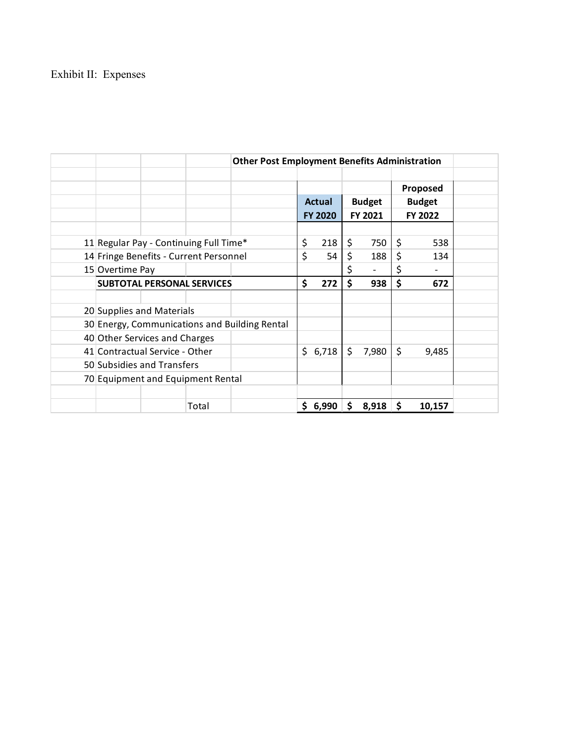Exhibit II: Expenses

| Other Post Employment Benefits Administration | Actual FY 2020 | Budget FY 2021 | Proposed Budget FY 2022 |
|---|---|---|---|
| 11 Regular Pay - Continuing Full Time* | $ 218 | $ 750 | $ 538 |
| 14 Fringe Benefits - Current Personnel | $ 54 | $ 188 | $ 134 |
| 15 Overtime Pay | | $ - | $ - |
| **SUBTOTAL PERSONAL SERVICES** | **$ 272** | **$ 938** | **$ 672** |
| 20 Supplies and Materials | | | |
| 30 Energy, Communications and Building Rental | | | |
| 40 Other Services and Charges | | | |
| 41 Contractual Service - Other | $ 6,718 | $ 7,980 | $ 9,485 |
| 50 Subsidies and Transfers | | | |
| 70 Equipment and Equipment Rental | | | |
| Total | **$ 6,990** | **$ 8,918** | **$ 10,157** |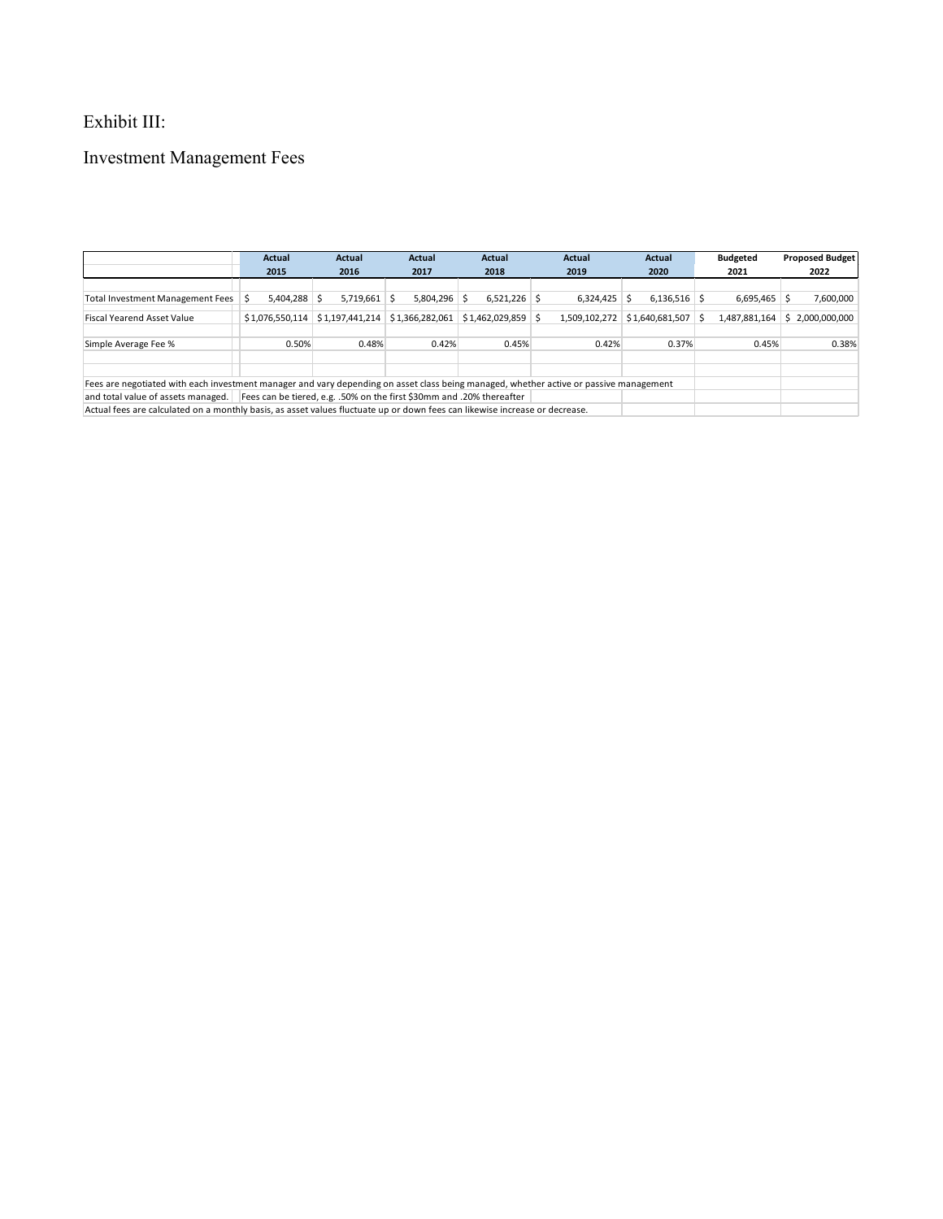# Exhibit III:

## Investment Management Fees

| | Actual 2015 | Actual 2016 | Actual 2017 | Actual 2018 | Actual 2019 | Actual 2020 | Budgeted 2021 | Proposed Budget 2022 |
|---|---|---|---|---|---|---|---|---|
| Total Investment Management Fees | $ 5,404,288 | $ 5,719,661 | $ 5,804,296 | $ 6,521,226 | $ 6,324,425 | $ 6,136,516 | $ 6,695,465 | $ 7,600,000 |
| Fiscal Yearend Asset Value | $1,076,550,114 | $1,197,441,214 | $1,366,282,061 | $1,462,029,859 | $ 1,509,102,272 | $1,640,681,507 | $ 1,487,881,164 | $ 2,000,000,000 |
| Simple Average Fee % | 0.50% | 0.48% | 0.42% | 0.45% | 0.42% | 0.37% | 0.45% | 0.38% |

Fees are negotiated with each investment manager and vary depending on asset class being managed, whether active or passive management and total value of assets managed. Fees can be tiered, e.g. .50% on the first $30mm and .20% thereafter

Actual fees are calculated on a monthly basis, as asset values fluctuate up or down fees can likewise increase or decrease.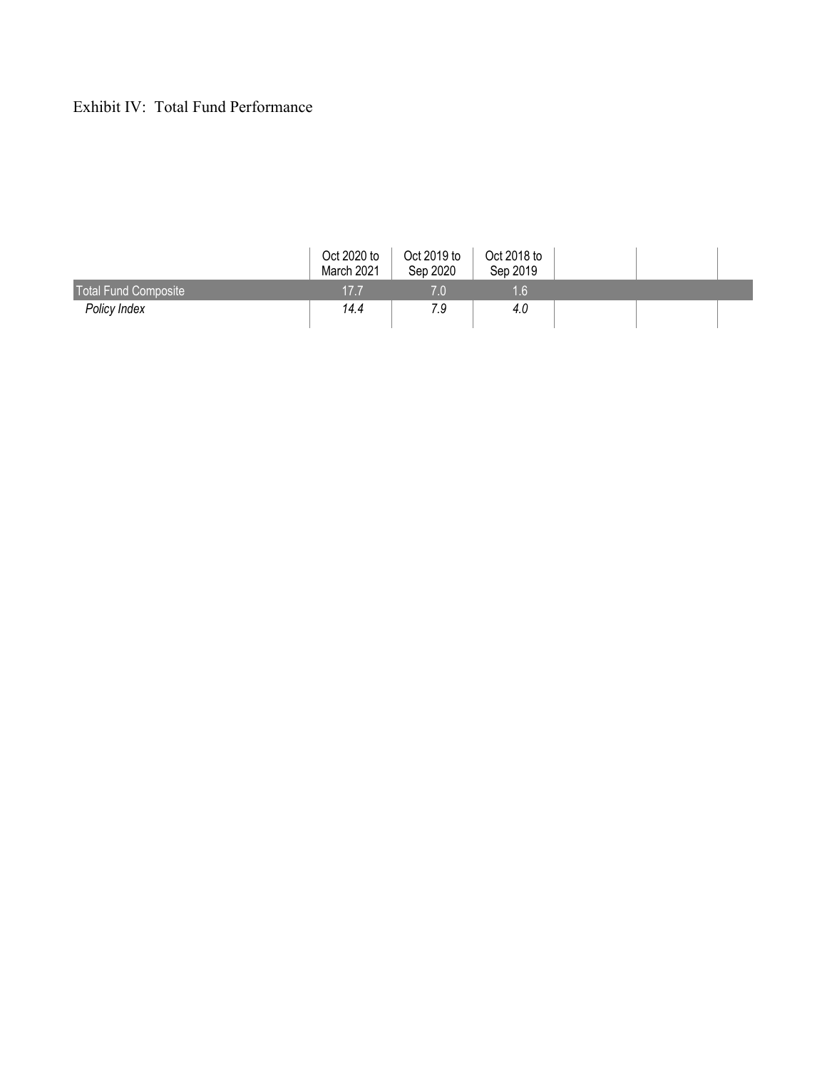Exhibit IV: Total Fund Performance

| | Oct 2020 to March 2021 | Oct 2019 to Sep 2020 | Oct 2018 to Sep 2019 | | |
|---|---|---|---|---|---|
| Total Fund Composite | 17.7 | 7.0 | 1.6 | | |
| *Policy Index* | *14.4* | *7.9* | *4.0* | | |